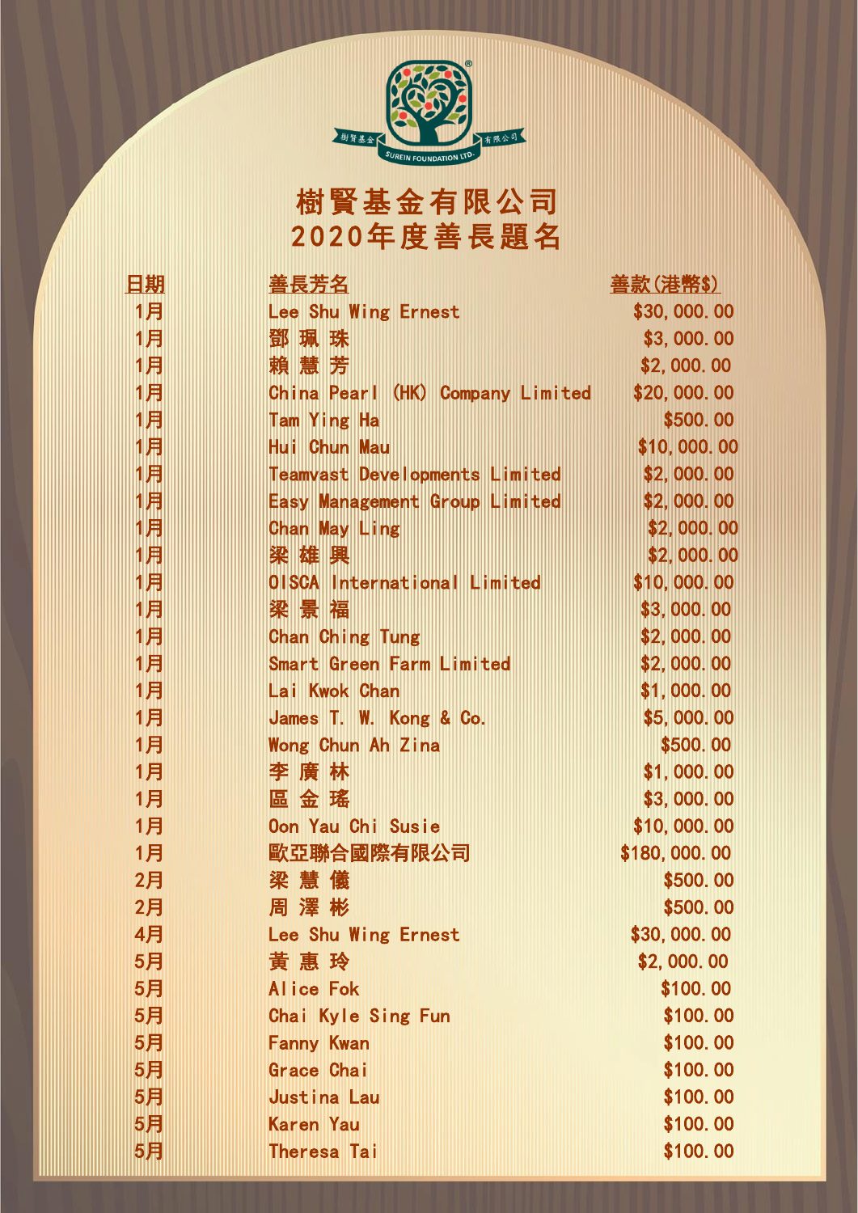# 樹賢基金有限公司
# 2020年度善長題名

| 日期 | 善長芳名 | 善款(港幣$) |
|---|---|---|
| 1月 | Lee Shu Wing Ernest | $30,000.00 |
| 1月 | 鄧 珮 珠 | $3,000.00 |
| 1月 | 賴 慧 芳 | $2,000.00 |
| 1月 | China Pearl (HK) Company Limited | $20,000.00 |
| 1月 | Tam Ying Ha | $500.00 |
| 1月 | Hui Chun Mau | $10,000.00 |
| 1月 | Teamvast Developments Limited | $2,000.00 |
| 1月 | Easy Management Group Limited | $2,000.00 |
| 1月 | Chan May Ling | $2,000.00 |
| 1月 | 梁 雄 興 | $2,000.00 |
| 1月 | OISCA International Limited | $10,000.00 |
| 1月 | 梁 景 福 | $3,000.00 |
| 1月 | Chan Ching Tung | $2,000.00 |
| 1月 | Smart Green Farm Limited | $2,000.00 |
| 1月 | Lai Kwok Chan | $1,000.00 |
| 1月 | James T. W. Kong & Co. | $5,000.00 |
| 1月 | Wong Chun Ah Zina | $500.00 |
| 1月 | 李 廣 林 | $1,000.00 |
| 1月 | 區 金 瑤 | $3,000.00 |
| 1月 | Oon Yau Chi Susie | $10,000.00 |
| 1月 | 歐亞聯合國際有限公司 | $180,000.00 |
| 2月 | 梁 慧 儀 | $500.00 |
| 2月 | 周 澤 彬 | $500.00 |
| 4月 | Lee Shu Wing Ernest | $30,000.00 |
| 5月 | 黃 惠 玲 | $2,000.00 |
| 5月 | Alice Fok | $100.00 |
| 5月 | Chai Kyle Sing Fun | $100.00 |
| 5月 | Fanny Kwan | $100.00 |
| 5月 | Grace Chai | $100.00 |
| 5月 | Justina Lau | $100.00 |
| 5月 | Karen Yau | $100.00 |
| 5月 | Theresa Tai | $100.00 |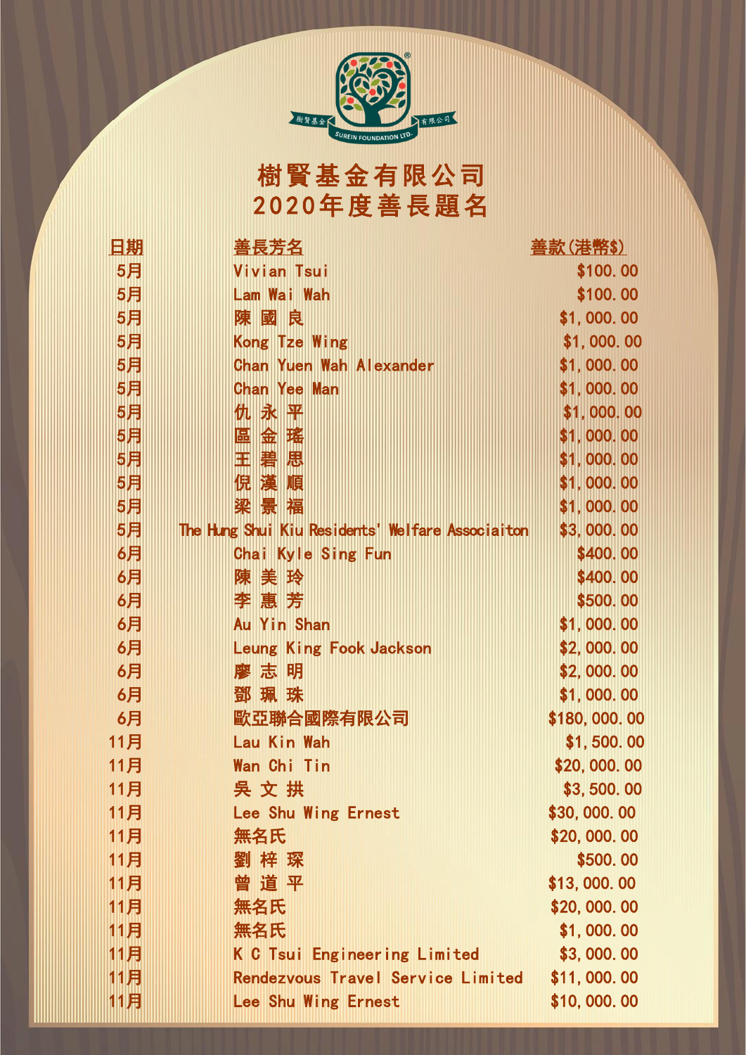樹賢基金 有限公司
SUREIN FOUNDATION LTD.

# 樹賢基金有限公司
# 2020年度善長題名

| 日期 | 善長芳名 | 善款(港幣$) |
|---|---|---|
| 5月 | Vivian Tsui | $100.00 |
| 5月 | Lam Wai Wah | $100.00 |
| 5月 | 陳 國 良 | $1,000.00 |
| 5月 | Kong Tze Wing | $1,000.00 |
| 5月 | Chan Yuen Wah Alexander | $1,000.00 |
| 5月 | Chan Yee Man | $1,000.00 |
| 5月 | 仇 永 平 | $1,000.00 |
| 5月 | 區 金 瑤 | $1,000.00 |
| 5月 | 王 碧 思 | $1,000.00 |
| 5月 | 倪 漢 順 | $1,000.00 |
| 5月 | 梁 景 福 | $1,000.00 |
| 5月 | The Hung Shui Kiu Residents' Welfare Associaiton | $3,000.00 |
| 6月 | Chai Kyle Sing Fun | $400.00 |
| 6月 | 陳 美 玲 | $400.00 |
| 6月 | 李 惠 芳 | $500.00 |
| 6月 | Au Yin Shan | $1,000.00 |
| 6月 | Leung King Fook Jackson | $2,000.00 |
| 6月 | 廖 志 明 | $2,000.00 |
| 6月 | 鄧 珮 珠 | $1,000.00 |
| 6月 | 歐亞聯合國際有限公司 | $180,000.00 |
| 11月 | Lau Kin Wah | $1,500.00 |
| 11月 | Wan Chi Tin | $20,000.00 |
| 11月 | 吳 文 拱 | $3,500.00 |
| 11月 | Lee Shu Wing Ernest | $30,000.00 |
| 11月 | 無名氏 | $20,000.00 |
| 11月 | 劉 梓 琛 | $500.00 |
| 11月 | 曾 道 平 | $13,000.00 |
| 11月 | 無名氏 | $20,000.00 |
| 11月 | 無名氏 | $1,000.00 |
| 11月 | K C Tsui Engineering Limited | $3,000.00 |
| 11月 | Rendezvous Travel Service Limited | $11,000.00 |
| 11月 | Lee Shu Wing Ernest | $10,000.00 |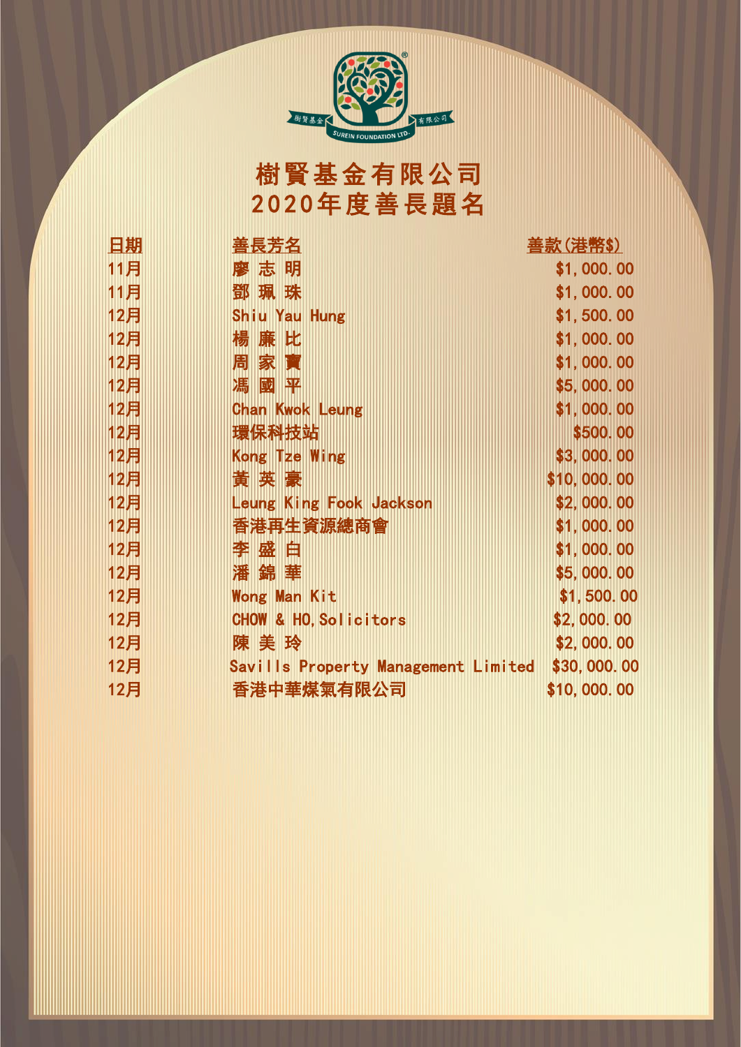樹賢基金 有限公司
SUREIN FOUNDATION LTD.

# 樹賢基金有限公司
# 2020年度善長題名

| 日期 | 善長芳名 | 善款(港幣$) |
|---|---|---|
| 11月 | 廖 志 明 | $1,000.00 |
| 11月 | 鄧 珮 珠 | $1,000.00 |
| 12月 | Shiu Yau Hung | $1,500.00 |
| 12月 | 楊 廉 比 | $1,000.00 |
| 12月 | 周 家 寶 | $1,000.00 |
| 12月 | 馮 國 平 | $5,000.00 |
| 12月 | Chan Kwok Leung | $1,000.00 |
| 12月 | 環保科技站 | $500.00 |
| 12月 | Kong Tze Wing | $3,000.00 |
| 12月 | 黃 英 豪 | $10,000.00 |
| 12月 | Leung King Fook Jackson | $2,000.00 |
| 12月 | 香港再生資源總商會 | $1,000.00 |
| 12月 | 李 盛 白 | $1,000.00 |
| 12月 | 潘 錦 華 | $5,000.00 |
| 12月 | Wong Man Kit | $1,500.00 |
| 12月 | CHOW & HO,Solicitors | $2,000.00 |
| 12月 | 陳 美 玲 | $2,000.00 |
| 12月 | Savills Property Management Limited | $30,000.00 |
| 12月 | 香港中華煤氣有限公司 | $10,000.00 |